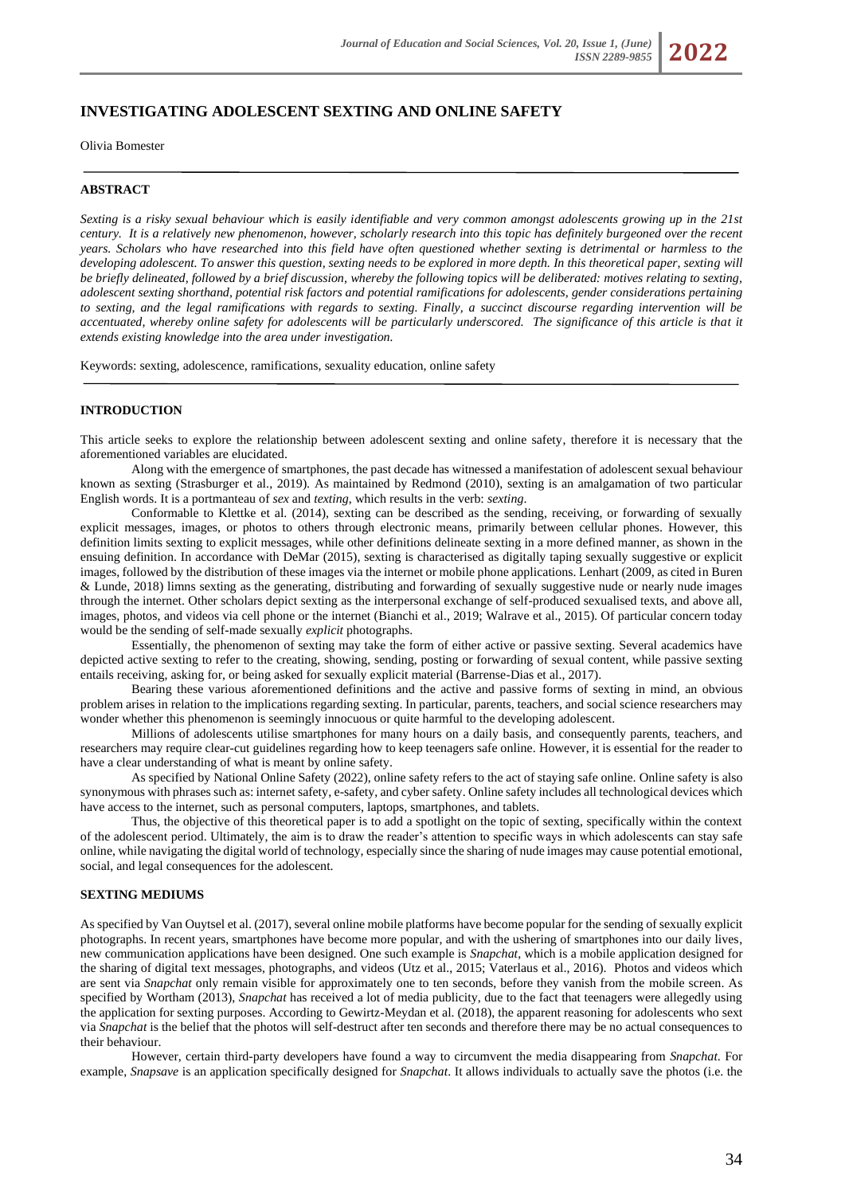# INVESTIGATING ADOLESCENT SEXTING AND ONLINE SAFETY

Olivia Bomester

## ABSTRACT

*Sexting is a risky sexual behaviour which is easily identifiable and very common amongst adolescents growing up in the 21st century. It is a relatively new phenomenon, however, scholarly research into this topic has definitely burgeoned over the recent years. Scholars who have researched into this field have often questioned whether sexting is detrimental or harmless to the developing adolescent. To answer this question, sexting needs to be explored in more depth. In this theoretical paper, sexting will be briefly delineated, followed by a brief discussion, whereby the following topics will be deliberated: motives relating to sexting, adolescent sexting shorthand, potential risk factors and potential ramifications for adolescents, gender considerations pertaining to sexting, and the legal ramifications with regards to sexting. Finally, a succinct discourse regarding intervention will be accentuated, whereby online safety for adolescents will be particularly underscored. The significance of this article is that it extends existing knowledge into the area under investigation.*

Keywords: sexting, adolescence, ramifications, sexuality education, online safety

## INTRODUCTION

This article seeks to explore the relationship between adolescent sexting and online safety, therefore it is necessary that the aforementioned variables are elucidated.

Along with the emergence of smartphones, the past decade has witnessed a manifestation of adolescent sexual behaviour known as sexting (Strasburger et al., 2019). As maintained by Redmond (2010), sexting is an amalgamation of two particular English words. It is a portmanteau of *sex* and *texting*, which results in the verb: *sexting*.

Conformable to Klettke et al. (2014), sexting can be described as the sending, receiving, or forwarding of sexually explicit messages, images, or photos to others through electronic means, primarily between cellular phones. However, this definition limits sexting to explicit messages, while other definitions delineate sexting in a more defined manner, as shown in the ensuing definition. In accordance with DeMar (2015), sexting is characterised as digitally taping sexually suggestive or explicit images, followed by the distribution of these images via the internet or mobile phone applications. Lenhart (2009, as cited in Buren & Lunde, 2018) limns sexting as the generating, distributing and forwarding of sexually suggestive nude or nearly nude images through the internet. Other scholars depict sexting as the interpersonal exchange of self-produced sexualised texts, and above all, images, photos, and videos via cell phone or the internet (Bianchi et al., 2019; Walrave et al., 2015). Of particular concern today would be the sending of self-made sexually *explicit* photographs.

Essentially, the phenomenon of sexting may take the form of either active or passive sexting. Several academics have depicted active sexting to refer to the creating, showing, sending, posting or forwarding of sexual content, while passive sexting entails receiving, asking for, or being asked for sexually explicit material (Barrense-Dias et al., 2017).

Bearing these various aforementioned definitions and the active and passive forms of sexting in mind, an obvious problem arises in relation to the implications regarding sexting. In particular, parents, teachers, and social science researchers may wonder whether this phenomenon is seemingly innocuous or quite harmful to the developing adolescent.

Millions of adolescents utilise smartphones for many hours on a daily basis, and consequently parents, teachers, and researchers may require clear-cut guidelines regarding how to keep teenagers safe online. However, it is essential for the reader to have a clear understanding of what is meant by online safety.

As specified by National Online Safety (2022), online safety refers to the act of staying safe online. Online safety is also synonymous with phrases such as: internet safety, e-safety, and cyber safety. Online safety includes all technological devices which have access to the internet, such as personal computers, laptops, smartphones, and tablets.

Thus, the objective of this theoretical paper is to add a spotlight on the topic of sexting, specifically within the context of the adolescent period. Ultimately, the aim is to draw the reader's attention to specific ways in which adolescents can stay safe online, while navigating the digital world of technology, especially since the sharing of nude images may cause potential emotional, social, and legal consequences for the adolescent.

## SEXTING MEDIUMS

As specified by Van Ouytsel et al. (2017), several online mobile platforms have become popular for the sending of sexually explicit photographs. In recent years, smartphones have become more popular, and with the ushering of smartphones into our daily lives, new communication applications have been designed. One such example is *Snapchat*, which is a mobile application designed for the sharing of digital text messages, photographs, and videos (Utz et al., 2015; Vaterlaus et al., 2016). Photos and videos which are sent via *Snapchat* only remain visible for approximately one to ten seconds, before they vanish from the mobile screen. As specified by Wortham (2013), *Snapchat* has received a lot of media publicity, due to the fact that teenagers were allegedly using the application for sexting purposes. According to Gewirtz-Meydan et al. (2018), the apparent reasoning for adolescents who sext via *Snapchat* is the belief that the photos will self-destruct after ten seconds and therefore there may be no actual consequences to their behaviour.

However, certain third-party developers have found a way to circumvent the media disappearing from *Snapchat*. For example, *Snapsave* is an application specifically designed for *Snapchat*. It allows individuals to actually save the photos (i.e. the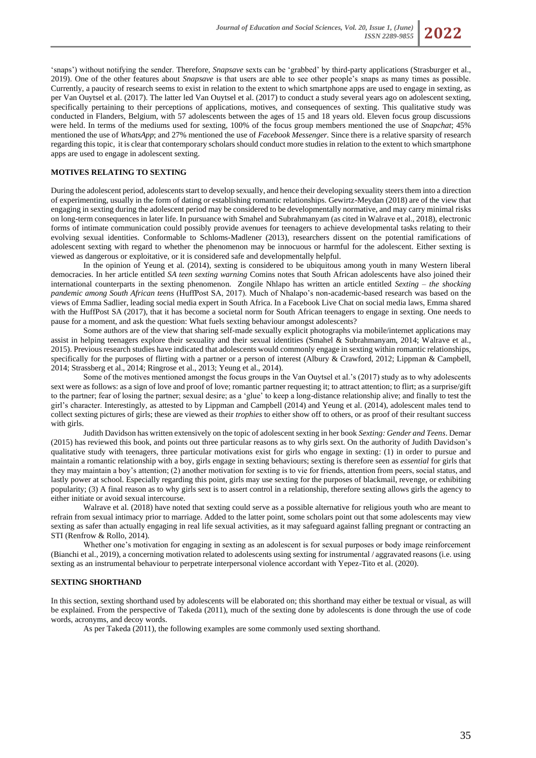'snaps') without notifying the sender. Therefore, *Snapsave* sexts can be 'grabbed' by third-party applications (Strasburger et al., 2019). One of the other features about *Snapsave* is that users are able to see other people's snaps as many times as possible. Currently, a paucity of research seems to exist in relation to the extent to which smartphone apps are used to engage in sexting, as per Van Ouytsel et al. (2017). The latter led Van Ouytsel et al. (2017) to conduct a study several years ago on adolescent sexting, specifically pertaining to their perceptions of applications, motives, and consequences of sexting. This qualitative study was conducted in Flanders, Belgium, with 57 adolescents between the ages of 15 and 18 years old. Eleven focus group discussions were held. In terms of the mediums used for sexting, 100% of the focus group members mentioned the use of *Snapchat*; 45% mentioned the use of *WhatsApp*; and 27% mentioned the use of *Facebook Messenger.* Since there is a relative sparsity of research regarding this topic, it is clear that contemporary scholars should conduct more studies in relation to the extent to which smartphone apps are used to engage in adolescent sexting.

## MOTIVES RELATING TO SEXTING

During the adolescent period, adolescents start to develop sexually, and hence their developing sexuality steers them into a direction of experimenting, usually in the form of dating or establishing romantic relationships. Gewirtz-Meydan (2018) are of the view that engaging in sexting during the adolescent period may be considered to be developmentally normative, and may carry minimal risks on long-term consequences in later life. In pursuance with Smahel and Subrahmanyam (as cited in Walrave et al., 2018), electronic forms of intimate communication could possibly provide avenues for teenagers to achieve developmental tasks relating to their evolving sexual identities. Conformable to Schloms-Madlener (2013), researchers dissent on the potential ramifications of adolescent sexting with regard to whether the phenomenon may be innocuous or harmful for the adolescent. Either sexting is viewed as dangerous or exploitative, or it is considered safe and developmentally helpful.

In the opinion of Yeung et al. (2014), sexting is considered to be ubiquitous among youth in many Western liberal democracies. In her article entitled *SA teen sexting warning* Comins notes that South African adolescents have also joined their international counterparts in the sexting phenomenon. Zongile Nhlapo has written an article entitled *Sexting – the shocking pandemic among South African teens* (HuffPost SA, 2017). Much of Nhalapo's non-academic-based research was based on the views of Emma Sadlier, leading social media expert in South Africa. In a Facebook Live Chat on social media laws, Emma shared with the HuffPost SA (2017), that it has become a societal norm for South African teenagers to engage in sexting. One needs to pause for a moment, and ask the question: What fuels sexting behaviour amongst adolescents?

Some authors are of the view that sharing self-made sexually explicit photographs via mobile/internet applications may assist in helping teenagers explore their sexuality and their sexual identities (Smahel & Subrahmanyam, 2014; Walrave et al., 2015). Previous research studies have indicated that adolescents would commonly engage in sexting within romantic relationships, specifically for the purposes of flirting with a partner or a person of interest (Albury & Crawford, 2012; Lippman & Campbell, 2014; Strassberg et al., 2014; Ringrose et al., 2013; Yeung et al., 2014).

Some of the motives mentioned amongst the focus groups in the Van Ouytsel et al.'s (2017) study as to why adolescents sext were as follows: as a sign of love and proof of love; romantic partner requesting it; to attract attention; to flirt; as a surprise/gift to the partner; fear of losing the partner; sexual desire; as a 'glue' to keep a long-distance relationship alive; and finally to test the girl's character. Interestingly, as attested to by Lippman and Campbell (2014) and Yeung et al. (2014), adolescent males tend to collect sexting pictures of girls; these are viewed as their *trophies* to either show off to others, or as proof of their resultant success with girls.

Judith Davidson has written extensively on the topic of adolescent sexting in her book *Sexting: Gender and Teens*. Demar (2015) has reviewed this book, and points out three particular reasons as to why girls sext. On the authority of Judith Davidson's qualitative study with teenagers, three particular motivations exist for girls who engage in sexting: (1) in order to pursue and maintain a romantic relationship with a boy, girls engage in sexting behaviours; sexting is therefore seen as *essential* for girls that they may maintain a boy's attention; (2) another motivation for sexting is to vie for friends, attention from peers, social status, and lastly power at school. Especially regarding this point, girls may use sexting for the purposes of blackmail, revenge, or exhibiting popularity; (3) A final reason as to why girls sext is to assert control in a relationship, therefore sexting allows girls the agency to either initiate or avoid sexual intercourse.

Walrave et al. (2018) have noted that sexting could serve as a possible alternative for religious youth who are meant to refrain from sexual intimacy prior to marriage. Added to the latter point, some scholars point out that some adolescents may view sexting as safer than actually engaging in real life sexual activities, as it may safeguard against falling pregnant or contracting an STI (Renfrow & Rollo, 2014).

Whether one's motivation for engaging in sexting as an adolescent is for sexual purposes or body image reinforcement (Bianchi et al., 2019), a concerning motivation related to adolescents using sexting for instrumental / aggravated reasons (i.e. using sexting as an instrumental behaviour to perpetrate interpersonal violence accordant with Yepez-Tito et al. (2020).

## SEXTING SHORTHAND

In this section, sexting shorthand used by adolescents will be elaborated on; this shorthand may either be textual or visual, as will be explained. From the perspective of Takeda (2011), much of the sexting done by adolescents is done through the use of code words, acronyms, and decoy words.

As per Takeda (2011), the following examples are some commonly used sexting shorthand.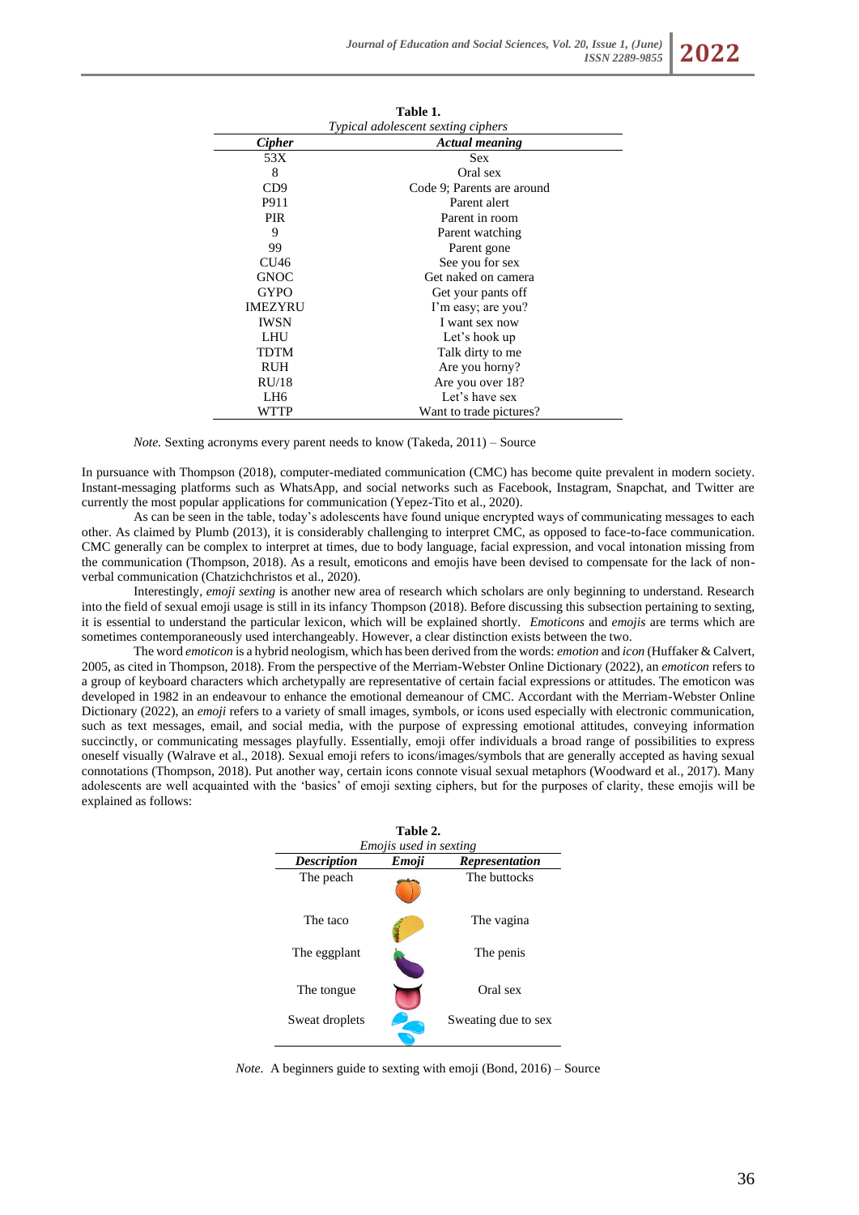**Table 1.**
*Typical adolescent sexting ciphers*

| ***Cipher*** | ***Actual meaning*** |
|---|---|
| 53X | Sex |
| 8 | Oral sex |
| CD9 | Code 9; Parents are around |
| P911 | Parent alert |
| PIR | Parent in room |
| 9 | Parent watching |
| 99 | Parent gone |
| CU46 | See you for sex |
| GNOC | Get naked on camera |
| GYPO | Get your pants off |
| IMEZYRU | I'm easy; are you? |
| IWSN | I want sex now |
| LHU | Let's hook up |
| TDTM | Talk dirty to me |
| RUH | Are you horny? |
| RU/18 | Are you over 18? |
| LH6 | Let's have sex |
| WTTP | Want to trade pictures? |

*Note.* Sexting acronyms every parent needs to know (Takeda, 2011) – Source

In pursuance with Thompson (2018), computer-mediated communication (CMC) has become quite prevalent in modern society. Instant-messaging platforms such as WhatsApp, and social networks such as Facebook, Instagram, Snapchat, and Twitter are currently the most popular applications for communication (Yepez-Tito et al., 2020).

As can be seen in the table, today's adolescents have found unique encrypted ways of communicating messages to each other. As claimed by Plumb (2013), it is considerably challenging to interpret CMC, as opposed to face-to-face communication. CMC generally can be complex to interpret at times, due to body language, facial expression, and vocal intonation missing from the communication (Thompson, 2018). As a result, emoticons and emojis have been devised to compensate for the lack of non-verbal communication (Chatzichchristos et al., 2020).

Interestingly, *emoji sexting* is another new area of research which scholars are only beginning to understand. Research into the field of sexual emoji usage is still in its infancy Thompson (2018). Before discussing this subsection pertaining to sexting, it is essential to understand the particular lexicon, which will be explained shortly. *Emoticons* and *emojis* are terms which are sometimes contemporaneously used interchangeably. However, a clear distinction exists between the two.

The word *emoticon* is a hybrid neologism, which has been derived from the words: *emotion* and *icon* (Huffaker & Calvert, 2005, as cited in Thompson, 2018). From the perspective of the Merriam-Webster Online Dictionary (2022), an *emoticon* refers to a group of keyboard characters which archetypally are representative of certain facial expressions or attitudes. The emoticon was developed in 1982 in an endeavour to enhance the emotional demeanour of CMC. Accordant with the Merriam-Webster Online Dictionary (2022), an *emoji* refers to a variety of small images, symbols, or icons used especially with electronic communication, such as text messages, email, and social media, with the purpose of expressing emotional attitudes, conveying information succinctly, or communicating messages playfully. Essentially, emoji offer individuals a broad range of possibilities to express oneself visually (Walrave et al., 2018). Sexual emoji refers to icons/images/symbols that are generally accepted as having sexual connotations (Thompson, 2018). Put another way, certain icons connote visual sexual metaphors (Woodward et al., 2017). Many adolescents are well acquainted with the 'basics' of emoji sexting ciphers, but for the purposes of clarity, these emojis will be explained as follows:

**Table 2.**
*Emojis used in sexting*

| ***Description*** | ***Emoji*** | ***Representation*** |
|---|---|---|
| The peach | 🍑 | The buttocks |
| The taco | 🌮 | The vagina |
| The eggplant | 🍆 | The penis |
| The tongue | 👅 | Oral sex |
| Sweat droplets | 💦 | Sweating due to sex |

*Note.* A beginners guide to sexting with emoji (Bond, 2016) – Source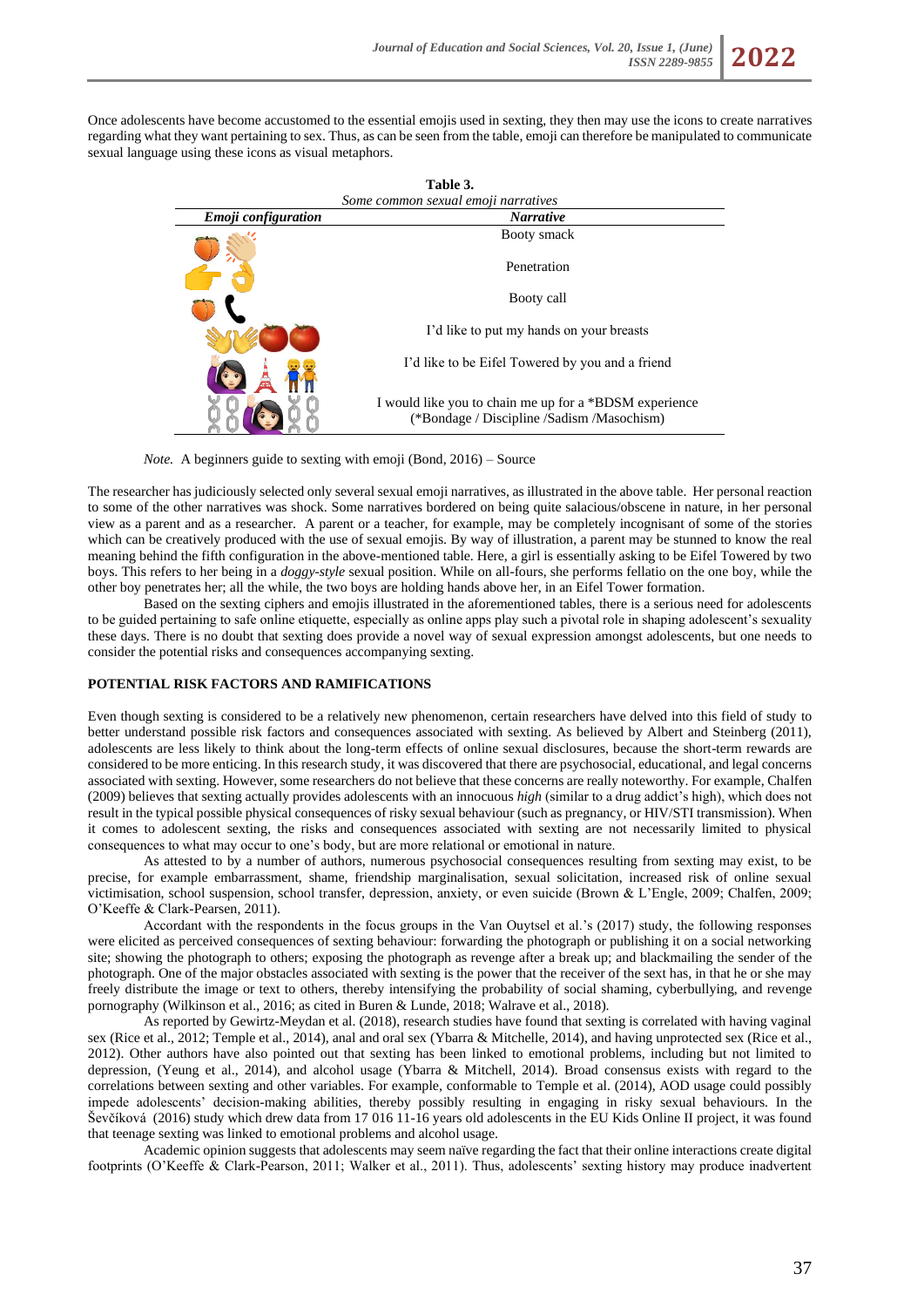Once adolescents have become accustomed to the essential emojis used in sexting, they then may use the icons to create narratives regarding what they want pertaining to sex. Thus, as can be seen from the table, emoji can therefore be manipulated to communicate sexual language using these icons as visual metaphors.

**Table 3.**
*Some common sexual emoji narratives*

| *Emoji configuration* | *Narrative* |
|---|---|
| 🍑👏 | Booty smack |
| 👉👌 | Penetration |
| 🍑📞 | Booty call |
| 👐🍅🍅 | I'd like to put my hands on your breasts |
| 👩🗼👬 | I'd like to be Eifel Towered by you and a friend |
| ⛓👩⛓ | I would like you to chain me up for a *BDSM experience (*Bondage / Discipline /Sadism /Masochism) |

*Note.* A beginners guide to sexting with emoji (Bond, 2016) – Source

The researcher has judiciously selected only several sexual emoji narratives, as illustrated in the above table. Her personal reaction to some of the other narratives was shock. Some narratives bordered on being quite salacious/obscene in nature, in her personal view as a parent and as a researcher. A parent or a teacher, for example, may be completely incognisant of some of the stories which can be creatively produced with the use of sexual emojis. By way of illustration, a parent may be stunned to know the real meaning behind the fifth configuration in the above-mentioned table. Here, a girl is essentially asking to be Eifel Towered by two boys. This refers to her being in a *doggy-style* sexual position. While on all-fours, she performs fellatio on the one boy, while the other boy penetrates her; all the while, the two boys are holding hands above her, in an Eifel Tower formation.

Based on the sexting ciphers and emojis illustrated in the aforementioned tables, there is a serious need for adolescents to be guided pertaining to safe online etiquette, especially as online apps play such a pivotal role in shaping adolescent's sexuality these days. There is no doubt that sexting does provide a novel way of sexual expression amongst adolescents, but one needs to consider the potential risks and consequences accompanying sexting.

## POTENTIAL RISK FACTORS AND RAMIFICATIONS

Even though sexting is considered to be a relatively new phenomenon, certain researchers have delved into this field of study to better understand possible risk factors and consequences associated with sexting. As believed by Albert and Steinberg (2011), adolescents are less likely to think about the long-term effects of online sexual disclosures, because the short-term rewards are considered to be more enticing. In this research study, it was discovered that there are psychosocial, educational, and legal concerns associated with sexting. However, some researchers do not believe that these concerns are really noteworthy. For example, Chalfen (2009) believes that sexting actually provides adolescents with an innocuous *high* (similar to a drug addict's high), which does not result in the typical possible physical consequences of risky sexual behaviour (such as pregnancy, or HIV/STI transmission). When it comes to adolescent sexting, the risks and consequences associated with sexting are not necessarily limited to physical consequences to what may occur to one's body, but are more relational or emotional in nature.

As attested to by a number of authors, numerous psychosocial consequences resulting from sexting may exist, to be precise, for example embarrassment, shame, friendship marginalisation, sexual solicitation, increased risk of online sexual victimisation, school suspension, school transfer, depression, anxiety, or even suicide (Brown & L'Engle, 2009; Chalfen, 2009; O'Keeffe & Clark-Pearsen, 2011).

Accordant with the respondents in the focus groups in the Van Ouytsel et al.'s (2017) study, the following responses were elicited as perceived consequences of sexting behaviour: forwarding the photograph or publishing it on a social networking site; showing the photograph to others; exposing the photograph as revenge after a break up; and blackmailing the sender of the photograph. One of the major obstacles associated with sexting is the power that the receiver of the sext has, in that he or she may freely distribute the image or text to others, thereby intensifying the probability of social shaming, cyberbullying, and revenge pornography (Wilkinson et al., 2016; as cited in Buren & Lunde, 2018; Walrave et al., 2018).

As reported by Gewirtz-Meydan et al. (2018), research studies have found that sexting is correlated with having vaginal sex (Rice et al., 2012; Temple et al., 2014), anal and oral sex (Ybarra & Mitchelle, 2014), and having unprotected sex (Rice et al., 2012). Other authors have also pointed out that sexting has been linked to emotional problems, including but not limited to depression, (Yeung et al., 2014), and alcohol usage (Ybarra & Mitchell, 2014). Broad consensus exists with regard to the correlations between sexting and other variables. For example, conformable to Temple et al. (2014), AOD usage could possibly impede adolescents' decision-making abilities, thereby possibly resulting in engaging in risky sexual behaviours. In the Ševčíková (2016) study which drew data from 17 016 11-16 years old adolescents in the EU Kids Online II project, it was found that teenage sexting was linked to emotional problems and alcohol usage.

Academic opinion suggests that adolescents may seem naïve regarding the fact that their online interactions create digital footprints (O'Keeffe & Clark-Pearson, 2011; Walker et al., 2011). Thus, adolescents' sexting history may produce inadvertent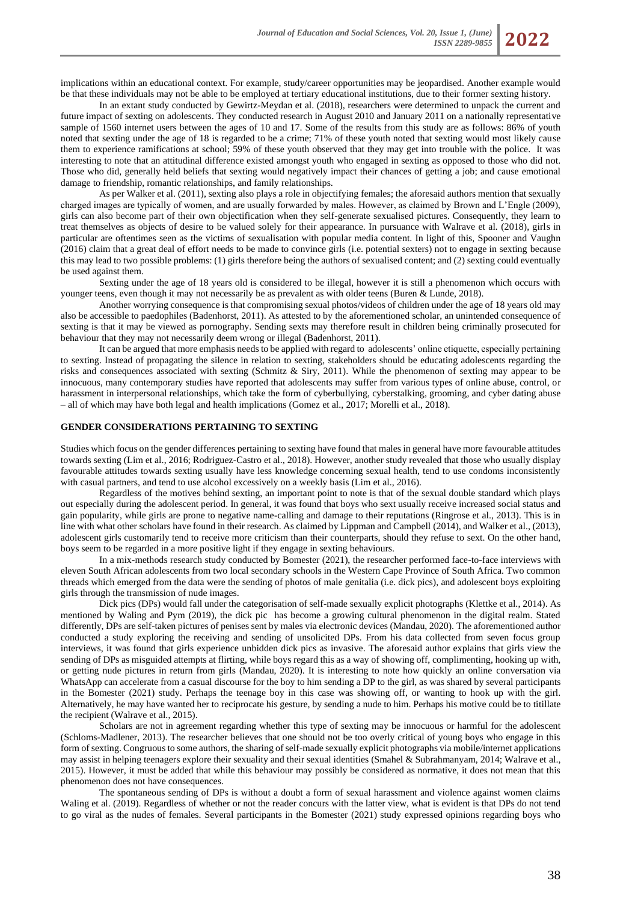implications within an educational context. For example, study/career opportunities may be jeopardised. Another example would be that these individuals may not be able to be employed at tertiary educational institutions, due to their former sexting history.

In an extant study conducted by Gewirtz-Meydan et al. (2018), researchers were determined to unpack the current and future impact of sexting on adolescents. They conducted research in August 2010 and January 2011 on a nationally representative sample of 1560 internet users between the ages of 10 and 17. Some of the results from this study are as follows: 86% of youth noted that sexting under the age of 18 is regarded to be a crime; 71% of these youth noted that sexting would most likely cause them to experience ramifications at school; 59% of these youth observed that they may get into trouble with the police. It was interesting to note that an attitudinal difference existed amongst youth who engaged in sexting as opposed to those who did not. Those who did, generally held beliefs that sexting would negatively impact their chances of getting a job; and cause emotional damage to friendship, romantic relationships, and family relationships.

As per Walker et al. (2011), sexting also plays a role in objectifying females; the aforesaid authors mention that sexually charged images are typically of women, and are usually forwarded by males. However, as claimed by Brown and L'Engle (2009), girls can also become part of their own objectification when they self-generate sexualised pictures. Consequently, they learn to treat themselves as objects of desire to be valued solely for their appearance. In pursuance with Walrave et al. (2018), girls in particular are oftentimes seen as the victims of sexualisation with popular media content. In light of this, Spooner and Vaughn (2016) claim that a great deal of effort needs to be made to convince girls (i.e. potential sexters) not to engage in sexting because this may lead to two possible problems: (1) girls therefore being the authors of sexualised content; and (2) sexting could eventually be used against them.

Sexting under the age of 18 years old is considered to be illegal, however it is still a phenomenon which occurs with younger teens, even though it may not necessarily be as prevalent as with older teens (Buren & Lunde, 2018).

Another worrying consequence is that compromising sexual photos/videos of children under the age of 18 years old may also be accessible to paedophiles (Badenhorst, 2011). As attested to by the aforementioned scholar, an unintended consequence of sexting is that it may be viewed as pornography. Sending sexts may therefore result in children being criminally prosecuted for behaviour that they may not necessarily deem wrong or illegal (Badenhorst, 2011).

It can be argued that more emphasis needs to be applied with regard to adolescents' online etiquette, especially pertaining to sexting. Instead of propagating the silence in relation to sexting, stakeholders should be educating adolescents regarding the risks and consequences associated with sexting (Schmitz & Siry, 2011). While the phenomenon of sexting may appear to be innocuous, many contemporary studies have reported that adolescents may suffer from various types of online abuse, control, or harassment in interpersonal relationships, which take the form of cyberbullying, cyberstalking, grooming, and cyber dating abuse – all of which may have both legal and health implications (Gomez et al., 2017; Morelli et al., 2018).

## GENDER CONSIDERATIONS PERTAINING TO SEXTING

Studies which focus on the gender differences pertaining to sexting have found that males in general have more favourable attitudes towards sexting (Lim et al., 2016; Rodriguez-Castro et al., 2018). However, another study revealed that those who usually display favourable attitudes towards sexting usually have less knowledge concerning sexual health, tend to use condoms inconsistently with casual partners, and tend to use alcohol excessively on a weekly basis (Lim et al., 2016).

Regardless of the motives behind sexting, an important point to note is that of the sexual double standard which plays out especially during the adolescent period. In general, it was found that boys who sext usually receive increased social status and gain popularity, while girls are prone to negative name-calling and damage to their reputations (Ringrose et al., 2013). This is in line with what other scholars have found in their research. As claimed by Lippman and Campbell (2014), and Walker et al., (2013), adolescent girls customarily tend to receive more criticism than their counterparts, should they refuse to sext. On the other hand, boys seem to be regarded in a more positive light if they engage in sexting behaviours.

In a mix-methods research study conducted by Bomester (2021), the researcher performed face-to-face interviews with eleven South African adolescents from two local secondary schools in the Western Cape Province of South Africa. Two common threads which emerged from the data were the sending of photos of male genitalia (i.e. dick pics), and adolescent boys exploiting girls through the transmission of nude images.

Dick pics (DPs) would fall under the categorisation of self-made sexually explicit photographs (Klettke et al., 2014). As mentioned by Waling and Pym (2019), the dick pic has become a growing cultural phenomenon in the digital realm. Stated differently, DPs are self-taken pictures of penises sent by males via electronic devices (Mandau, 2020). The aforementioned author conducted a study exploring the receiving and sending of unsolicited DPs. From his data collected from seven focus group interviews, it was found that girls experience unbidden dick pics as invasive. The aforesaid author explains that girls view the sending of DPs as misguided attempts at flirting, while boys regard this as a way of showing off, complimenting, hooking up with, or getting nude pictures in return from girls (Mandau, 2020). It is interesting to note how quickly an online conversation via WhatsApp can accelerate from a casual discourse for the boy to him sending a DP to the girl, as was shared by several participants in the Bomester (2021) study. Perhaps the teenage boy in this case was showing off, or wanting to hook up with the girl. Alternatively, he may have wanted her to reciprocate his gesture, by sending a nude to him. Perhaps his motive could be to titillate the recipient (Walrave et al., 2015).

Scholars are not in agreement regarding whether this type of sexting may be innocuous or harmful for the adolescent (Schloms-Madlener, 2013). The researcher believes that one should not be too overly critical of young boys who engage in this form of sexting. Congruous to some authors, the sharing of self-made sexually explicit photographs via mobile/internet applications may assist in helping teenagers explore their sexuality and their sexual identities (Smahel & Subrahmanyam, 2014; Walrave et al., 2015). However, it must be added that while this behaviour may possibly be considered as normative, it does not mean that this phenomenon does not have consequences.

The spontaneous sending of DPs is without a doubt a form of sexual harassment and violence against women claims Waling et al. (2019). Regardless of whether or not the reader concurs with the latter view, what is evident is that DPs do not tend to go viral as the nudes of females. Several participants in the Bomester (2021) study expressed opinions regarding boys who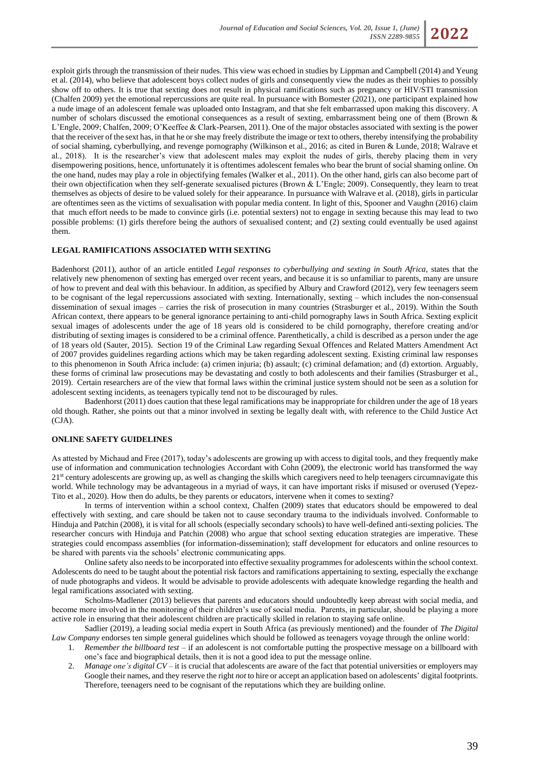exploit girls through the transmission of their nudes. This view was echoed in studies by Lippman and Campbell (2014) and Yeung et al. (2014), who believe that adolescent boys collect nudes of girls and consequently view the nudes as their trophies to possibly show off to others. It is true that sexting does not result in physical ramifications such as pregnancy or HIV/STI transmission (Chalfen 2009) yet the emotional repercussions are quite real. In pursuance with Bomester (2021), one participant explained how a nude image of an adolescent female was uploaded onto Instagram, and that she felt embarrassed upon making this discovery. A number of scholars discussed the emotional consequences as a result of sexting, embarrassment being one of them (Brown & L'Engle, 2009; Chalfen, 2009; O'Keeffee & Clark-Pearsen, 2011). One of the major obstacles associated with sexting is the power that the receiver of the sext has, in that he or she may freely distribute the image or text to others, thereby intensifying the probability of social shaming, cyberbullying, and revenge pornography (Wilkinson et al., 2016; as cited in Buren & Lunde, 2018; Walrave et al., 2018). It is the researcher's view that adolescent males may exploit the nudes of girls, thereby placing them in very disempowering positions, hence, unfortunately it is oftentimes adolescent females who bear the brunt of social shaming online. On the one hand, nudes may play a role in objectifying females (Walker et al., 2011). On the other hand, girls can also become part of their own objectification when they self-generate sexualised pictures (Brown & L'Engle; 2009). Consequently, they learn to treat themselves as objects of desire to be valued solely for their appearance. In pursuance with Walrave et al. (2018), girls in particular are oftentimes seen as the victims of sexualisation with popular media content. In light of this, Spooner and Vaughn (2016) claim that much effort needs to be made to convince girls (i.e. potential sexters) not to engage in sexting because this may lead to two possible problems: (1) girls therefore being the authors of sexualised content; and (2) sexting could eventually be used against them.

## LEGAL RAMIFICATIONS ASSOCIATED WITH SEXTING

Badenhorst (2011), author of an article entitled *Legal responses to cyberbullying and sexting in South Africa*, states that the relatively new phenomenon of sexting has emerged over recent years, and because it is so unfamiliar to parents, many are unsure of how to prevent and deal with this behaviour. In addition, as specified by Albury and Crawford (2012), very few teenagers seem to be cognisant of the legal repercussions associated with sexting. Internationally, sexting – which includes the non-consensual dissemination of sexual images – carries the risk of prosecution in many countries (Strasburger et al., 2019). Within the South African context, there appears to be general ignorance pertaining to anti-child pornography laws in South Africa. Sexting explicit sexual images of adolescents under the age of 18 years old is considered to be child pornography, therefore creating and/or distributing of sexting images is considered to be a criminal offence. Parenthetically, a child is described as a person under the age of 18 years old (Sauter, 2015). Section 19 of the Criminal Law regarding Sexual Offences and Related Matters Amendment Act of 2007 provides guidelines regarding actions which may be taken regarding adolescent sexting. Existing criminal law responses to this phenomenon in South Africa include: (a) crimen injuria; (b) assault; (c) criminal defamation; and (d) extortion. Arguably, these forms of criminal law prosecutions may be devastating and costly to both adolescents and their families (Strasburger et al., 2019). Certain researchers are of the view that formal laws within the criminal justice system should not be seen as a solution for adolescent sexting incidents, as teenagers typically tend not to be discouraged by rules.

Badenhorst (2011) does caution that these legal ramifications may be inappropriate for children under the age of 18 years old though. Rather, she points out that a minor involved in sexting be legally dealt with, with reference to the Child Justice Act (CJA).

## ONLINE SAFETY GUIDELINES

As attested by Michaud and Free (2017), today's adolescents are growing up with access to digital tools, and they frequently make use of information and communication technologies Accordant with Cohn (2009), the electronic world has transformed the way 21st century adolescents are growing up, as well as changing the skills which caregivers need to help teenagers circumnavigate this world. While technology may be advantageous in a myriad of ways, it can have important risks if misused or overused (Yepez-Tito et al., 2020). How then do adults, be they parents or educators, intervene when it comes to sexting?

In terms of intervention within a school context, Chalfen (2009) states that educators should be empowered to deal effectively with sexting, and care should be taken not to cause secondary trauma to the individuals involved. Conformable to Hinduja and Patchin (2008), it is vital for all schools (especially secondary schools) to have well-defined anti-sexting policies. The researcher concurs with Hinduja and Patchin (2008) who argue that school sexting education strategies are imperative. These strategies could encompass assemblies (for information-dissemination); staff development for educators and online resources to be shared with parents via the schools' electronic communicating apps.

Online safety also needs to be incorporated into effective sexuality programmes for adolescents within the school context. Adolescents do need to be taught about the potential risk factors and ramifications appertaining to sexting, especially the exchange of nude photographs and videos. It would be advisable to provide adolescents with adequate knowledge regarding the health and legal ramifications associated with sexting.

Scholms-Madlener (2013) believes that parents and educators should undoubtedly keep abreast with social media, and become more involved in the monitoring of their children's use of social media. Parents, in particular, should be playing a more active role in ensuring that their adolescent children are practically skilled in relation to staying safe online.

Sadlier (2019), a leading social media expert in South Africa (as previously mentioned) and the founder of *The Digital Law Company* endorses ten simple general guidelines which should be followed as teenagers voyage through the online world:

1. *Remember the billboard test* – if an adolescent is not comfortable putting the prospective message on a billboard with one's face and biographical details, then it is not a good idea to put the message online.
2. *Manage one's digital CV* – it is crucial that adolescents are aware of the fact that potential universities or employers may Google their names, and they reserve the right *not* to hire or accept an application based on adolescents' digital footprints. Therefore, teenagers need to be cognisant of the reputations which they are building online.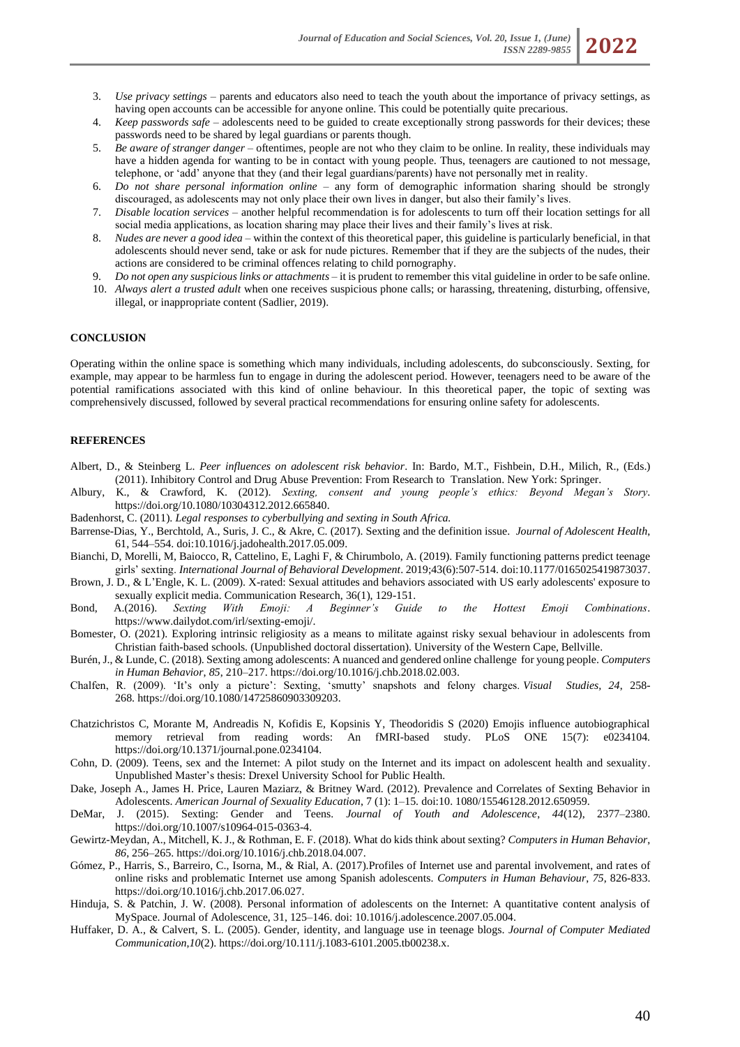3. *Use privacy settings* – parents and educators also need to teach the youth about the importance of privacy settings, as having open accounts can be accessible for anyone online. This could be potentially quite precarious.
4. *Keep passwords safe* – adolescents need to be guided to create exceptionally strong passwords for their devices; these passwords need to be shared by legal guardians or parents though.
5. *Be aware of stranger danger* – oftentimes, people are not who they claim to be online. In reality, these individuals may have a hidden agenda for wanting to be in contact with young people. Thus, teenagers are cautioned to not message, telephone, or 'add' anyone that they (and their legal guardians/parents) have not personally met in reality.
6. *Do not share personal information online* – any form of demographic information sharing should be strongly discouraged, as adolescents may not only place their own lives in danger, but also their family's lives.
7. *Disable location services* – another helpful recommendation is for adolescents to turn off their location settings for all social media applications, as location sharing may place their lives and their family's lives at risk.
8. *Nudes are never a good idea* – within the context of this theoretical paper, this guideline is particularly beneficial, in that adolescents should never send, take or ask for nude pictures. Remember that if they are the subjects of the nudes, their actions are considered to be criminal offences relating to child pornography.
9. *Do not open any suspicious links or attachments* – it is prudent to remember this vital guideline in order to be safe online.
10. *Always alert a trusted adult* when one receives suspicious phone calls; or harassing, threatening, disturbing, offensive, illegal, or inappropriate content (Sadlier, 2019).

## CONCLUSION

Operating within the online space is something which many individuals, including adolescents, do subconsciously. Sexting, for example, may appear to be harmless fun to engage in during the adolescent period. However, teenagers need to be aware of the potential ramifications associated with this kind of online behaviour. In this theoretical paper, the topic of sexting was comprehensively discussed, followed by several practical recommendations for ensuring online safety for adolescents.

## REFERENCES

Albert, D., & Steinberg L. *Peer influences on adolescent risk behavior*. In: Bardo, M.T., Fishbein, D.H., Milich, R., (Eds.) (2011). Inhibitory Control and Drug Abuse Prevention: From Research to Translation. New York: Springer.

Albury, K., & Crawford, K. (2012). *Sexting, consent and young people's ethics: Beyond Megan's Story*. https://doi.org/10.1080/10304312.2012.665840.

Badenhorst, C. (2011). *Legal responses to cyberbullying and sexting in South Africa.*

Barrense-Dias, Y., Berchtold, A., Suris, J. C., & Akre, C. (2017). Sexting and the definition issue. *Journal of Adolescent Health*, 61, 544–554. doi:10.1016/j.jadohealth.2017.05.009.

Bianchi, D, Morelli, M, Baiocco, R, Cattelino, E, Laghi F, & Chirumbolo, A. (2019). Family functioning patterns predict teenage girls' sexting. *International Journal of Behavioral Development*. 2019;43(6):507-514. doi:10.1177/0165025419873037.

Brown, J. D., & L'Engle, K. L. (2009). X-rated: Sexual attitudes and behaviors associated with US early adolescents' exposure to sexually explicit media. Communication Research, 36(1), 129-151.

Bond, A.(2016). *Sexting With Emoji: A Beginner's Guide to the Hottest Emoji Combinations*. https://www.dailydot.com/irl/sexting-emoji/.

Bomester, O. (2021). Exploring intrinsic religiosity as a means to militate against risky sexual behaviour in adolescents from Christian faith-based schools. (Unpublished doctoral dissertation). University of the Western Cape, Bellville.

Burén, J., & Lunde, C. (2018). Sexting among adolescents: A nuanced and gendered online challenge for young people. *Computers in Human Behavior*, *85*, 210–217. https://doi.org/10.1016/j.chb.2018.02.003.

Chalfen, R. (2009). 'It's only a picture': Sexting, 'smutty' snapshots and felony charges. *Visual Studies*, *24*, 258-268. https://doi.org/10.1080/14725860903309203.

Chatzichristos C, Morante M, Andreadis N, Kofidis E, Kopsinis Y, Theodoridis S (2020) Emojis influence autobiographical memory retrieval from reading words: An fMRI-based study. PLoS ONE 15(7): e0234104. https://doi.org/10.1371/journal.pone.0234104.

Cohn, D. (2009). Teens, sex and the Internet: A pilot study on the Internet and its impact on adolescent health and sexuality. Unpublished Master's thesis: Drexel University School for Public Health.

Dake, Joseph A., James H. Price, Lauren Maziarz, & Britney Ward. (2012). Prevalence and Correlates of Sexting Behavior in Adolescents. *American Journal of Sexuality Education*, 7 (1): 1–15. doi:10. 1080/15546128.2012.650959.

DeMar, J. (2015). Sexting: Gender and Teens. *Journal of Youth and Adolescence*, *44*(12), 2377–2380. https://doi.org/10.1007/s10964-015-0363-4.

Gewirtz-Meydan, A., Mitchell, K. J., & Rothman, E. F. (2018). What do kids think about sexting? *Computers in Human Behavior*, *86*, 256–265. https://doi.org/10.1016/j.chb.2018.04.007.

Gómez, P., Harris, S., Barreiro, C., Isorna, M., & Rial, A. (2017).Profiles of Internet use and parental involvement, and rates of online risks and problematic Internet use among Spanish adolescents. *Computers in Human Behaviour*, *75*, 826-833. https://doi.org/10.1016/j.chb.2017.06.027.

Hinduja, S. & Patchin, J. W. (2008). Personal information of adolescents on the Internet: A quantitative content analysis of MySpace. Journal of Adolescence, 31, 125–146. doi: 10.1016/j.adolescence.2007.05.004.

Huffaker, D. A., & Calvert, S. L. (2005). Gender, identity, and language use in teenage blogs. *Journal of Computer Mediated Communication*,*10*(2). https://doi.org/10.111/j.1083-6101.2005.tb00238.x.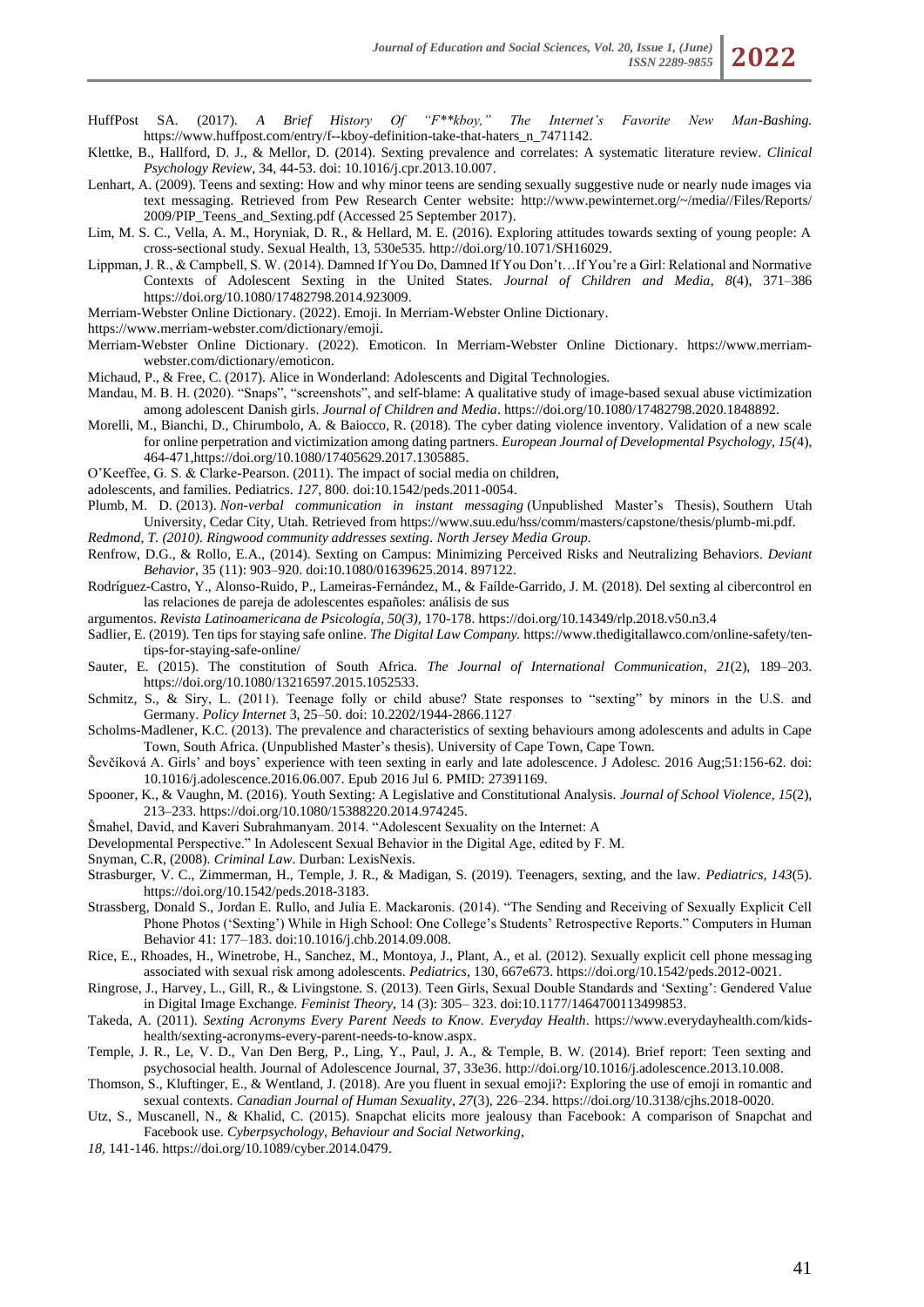HuffPost SA. (2017). *A Brief History Of "F**kboy," The Internet's Favorite New Man-Bashing.* https://www.huffpost.com/entry/f--kboy-definition-take-that-haters_n_7471142.

Klettke, B., Hallford, D. J., & Mellor, D. (2014). Sexting prevalence and correlates: A systematic literature review. *Clinical Psychology Review*, 34, 44-53. doi: 10.1016/j.cpr.2013.10.007.

Lenhart, A. (2009). Teens and sexting: How and why minor teens are sending sexually suggestive nude or nearly nude images via text messaging. Retrieved from Pew Research Center website: http://www.pewinternet.org/~/media//Files/Reports/2009/PIP_Teens_and_Sexting.pdf (Accessed 25 September 2017).

Lim, M. S. C., Vella, A. M., Horyniak, D. R., & Hellard, M. E. (2016). Exploring attitudes towards sexting of young people: A cross-sectional study. Sexual Health, 13, 530e535. http://doi.org/10.1071/SH16029.

Lippman, J. R., & Campbell, S. W. (2014). Damned If You Do, Damned If You Don't…If You're a Girl: Relational and Normative Contexts of Adolescent Sexting in the United States. *Journal of Children and Media*, *8*(4), 371–386 https://doi.org/10.1080/17482798.2014.923009.

Merriam-Webster Online Dictionary. (2022). Emoji. In Merriam-Webster Online Dictionary.

https://www.merriam-webster.com/dictionary/emoji.

Merriam-Webster Online Dictionary. (2022). Emoticon. In Merriam-Webster Online Dictionary. https://www.merriam-webster.com/dictionary/emoticon.

Michaud, P., & Free, C. (2017). Alice in Wonderland: Adolescents and Digital Technologies.

Mandau, M. B. H. (2020). "Snaps", "screenshots", and self-blame: A qualitative study of image-based sexual abuse victimization among adolescent Danish girls. *Journal of Children and Media*. https://doi.org/10.1080/17482798.2020.1848892.

Morelli, M., Bianchi, D., Chirumbolo, A. & Baiocco, R. (2018). The cyber dating violence inventory. Validation of a new scale for online perpetration and victimization among dating partners. *European Journal of Developmental Psychology*, *15(*4), 464-471,https://doi.org/10.1080/17405629.2017.1305885.

O'Keeffee, G. S. & Clarke-Pearson. (2011). The impact of social media on children,

adolescents, and families. Pediatrics. *127*, 800. doi:10.1542/peds.2011-0054.

Plumb, M. D. (2013). *Non-verbal communication in instant messaging* (Unpublished Master's Thesis), Southern Utah University, Cedar City, Utah. Retrieved from https://www.suu.edu/hss/comm/masters/capstone/thesis/plumb-mi.pdf.

*Redmond, T. (2010). Ringwood community addresses sexting. North Jersey Media Group.*

Renfrow, D.G., & Rollo, E.A., (2014). Sexting on Campus: Minimizing Perceived Risks and Neutralizing Behaviors. *Deviant Behavior*, 35 (11): 903–920. doi:10.1080/01639625.2014. 897122.

Rodríguez-Castro, Y., Alonso-Ruido, P., Lameiras-Fernández, M., & Faílde-Garrido, J. M. (2018). Del sexting al cibercontrol en las relaciones de pareja de adolescentes españoles: análisis de sus

argumentos. *Revista Latinoamericana de Psicología*, *50(3)*, 170-178. https://doi.org/10.14349/rlp.2018.v50.n3.4

Sadlier, E. (2019). Ten tips for staying safe online. *The Digital Law Company.* https://www.thedigitallawco.com/online-safety/ten-tips-for-staying-safe-online/

Sauter, E. (2015). The constitution of South Africa. *The Journal of International Communication*, *21*(2), 189–203. https://doi.org/10.1080/13216597.2015.1052533.

Schmitz, S., & Siry, L. (2011). Teenage folly or child abuse? State responses to "sexting" by minors in the U.S. and Germany. *Policy Internet* 3, 25–50. doi: 10.2202/1944-2866.1127

Scholms-Madlener, K.C. (2013). The prevalence and characteristics of sexting behaviours among adolescents and adults in Cape Town, South Africa. (Unpublished Master's thesis). University of Cape Town, Cape Town.

Ševčíková A. Girls' and boys' experience with teen sexting in early and late adolescence. J Adolesc. 2016 Aug;51:156-62. doi: 10.1016/j.adolescence.2016.06.007. Epub 2016 Jul 6. PMID: 27391169.

Spooner, K., & Vaughn, M. (2016). Youth Sexting: A Legislative and Constitutional Analysis. *Journal of School Violence*, *15*(2), 213–233. https://doi.org/10.1080/15388220.2014.974245.

Šmahel, David, and Kaveri Subrahmanyam. 2014. "Adolescent Sexuality on the Internet: A

Developmental Perspective." In Adolescent Sexual Behavior in the Digital Age, edited by F. M.

Snyman, C.R, (2008). *Criminal Law*. Durban: LexisNexis.

Strasburger, V. C., Zimmerman, H., Temple, J. R., & Madigan, S. (2019). Teenagers, sexting, and the law. *Pediatrics*, *143*(5). https://doi.org/10.1542/peds.2018-3183.

Strassberg, Donald S., Jordan E. Rullo, and Julia E. Mackaronis. (2014). "The Sending and Receiving of Sexually Explicit Cell Phone Photos ('Sexting') While in High School: One College's Students' Retrospective Reports." Computers in Human Behavior 41: 177–183. doi:10.1016/j.chb.2014.09.008.

Rice, E., Rhoades, H., Winetrobe, H., Sanchez, M., Montoya, J., Plant, A., et al. (2012). Sexually explicit cell phone messaging associated with sexual risk among adolescents. *Pediatrics*, 130, 667e673. https://doi.org/10.1542/peds.2012-0021.

Ringrose, J., Harvey, L., Gill, R., & Livingstone. S. (2013). Teen Girls, Sexual Double Standards and 'Sexting': Gendered Value in Digital Image Exchange. *Feminist Theory*, 14 (3): 305– 323. doi:10.1177/1464700113499853.

Takeda, A. (2011). *Sexting Acronyms Every Parent Needs to Know. Everyday Health*. https://www.everydayhealth.com/kids-health/sexting-acronyms-every-parent-needs-to-know.aspx.

Temple, J. R., Le, V. D., Van Den Berg, P., Ling, Y., Paul, J. A., & Temple, B. W. (2014). Brief report: Teen sexting and psychosocial health. Journal of Adolescence Journal, 37, 33e36. http://doi.org/10.1016/j.adolescence.2013.10.008.

Thomson, S., Kluftinger, E., & Wentland, J. (2018). Are you fluent in sexual emoji?: Exploring the use of emoji in romantic and sexual contexts. *Canadian Journal of Human Sexuality*, *27*(3), 226–234. https://doi.org/10.3138/cjhs.2018-0020.

Utz, S., Muscanell, N., & Khalid, C. (2015). Snapchat elicits more jealousy than Facebook: A comparison of Snapchat and Facebook use. *Cyberpsychology, Behaviour and Social Networking*,

*18*, 141-146. https://doi.org/10.1089/cyber.2014.0479.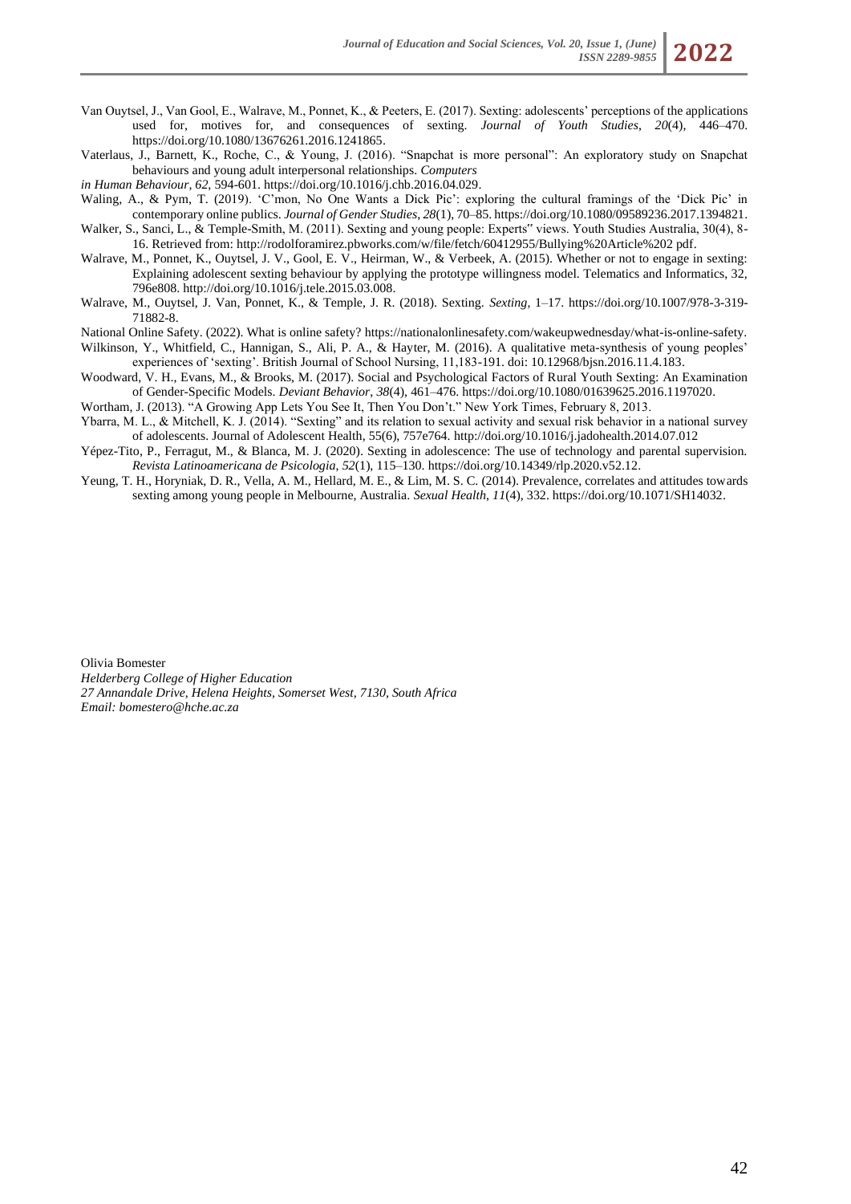Van Ouytsel, J., Van Gool, E., Walrave, M., Ponnet, K., & Peeters, E. (2017). Sexting: adolescents' perceptions of the applications used for, motives for, and consequences of sexting. *Journal of Youth Studies*, *20*(4), 446–470. https://doi.org/10.1080/13676261.2016.1241865.

Vaterlaus, J., Barnett, K., Roche, C., & Young, J. (2016). "Snapchat is more personal": An exploratory study on Snapchat behaviours and young adult interpersonal relationships. *Computers in Human Behaviour, 62,* 594-601. https://doi.org/10.1016/j.chb.2016.04.029.

Waling, A., & Pym, T. (2019). 'C'mon, No One Wants a Dick Pic': exploring the cultural framings of the 'Dick Pic' in contemporary online publics. *Journal of Gender Studies*, *28*(1), 70–85. https://doi.org/10.1080/09589236.2017.1394821.

Walker, S., Sanci, L., & Temple-Smith, M. (2011). Sexting and young people: Experts" views. Youth Studies Australia, 30(4), 8-16. Retrieved from: http://rodolforamirez.pbworks.com/w/file/fetch/60412955/Bullying%20Article%202 pdf.

Walrave, M., Ponnet, K., Ouytsel, J. V., Gool, E. V., Heirman, W., & Verbeek, A. (2015). Whether or not to engage in sexting: Explaining adolescent sexting behaviour by applying the prototype willingness model. Telematics and Informatics, 32, 796e808. http://doi.org/10.1016/j.tele.2015.03.008.

Walrave, M., Ouytsel, J. Van, Ponnet, K., & Temple, J. R. (2018). Sexting. *Sexting*, 1–17. https://doi.org/10.1007/978-3-319-71882-8.

National Online Safety. (2022). What is online safety? https://nationalonlinesafety.com/wakeupwednesday/what-is-online-safety.

Wilkinson, Y., Whitfield, C., Hannigan, S., Ali, P. A., & Hayter, M. (2016). A qualitative meta-synthesis of young peoples' experiences of 'sexting'. British Journal of School Nursing, 11,183-191. doi: 10.12968/bjsn.2016.11.4.183.

Woodward, V. H., Evans, M., & Brooks, M. (2017). Social and Psychological Factors of Rural Youth Sexting: An Examination of Gender-Specific Models. *Deviant Behavior*, *38*(4), 461–476. https://doi.org/10.1080/01639625.2016.1197020.

Wortham, J. (2013). "A Growing App Lets You See It, Then You Don't." New York Times, February 8, 2013.

Ybarra, M. L., & Mitchell, K. J. (2014). "Sexting" and its relation to sexual activity and sexual risk behavior in a national survey of adolescents. Journal of Adolescent Health, 55(6), 757e764. http://doi.org/10.1016/j.jadohealth.2014.07.012

Yépez-Tito, P., Ferragut, M., & Blanca, M. J. (2020). Sexting in adolescence: The use of technology and parental supervision. *Revista Latinoamericana de Psicologia, 52*(1), 115–130. https://doi.org/10.14349/rlp.2020.v52.12.

Yeung, T. H., Horyniak, D. R., Vella, A. M., Hellard, M. E., & Lim, M. S. C. (2014). Prevalence, correlates and attitudes towards sexting among young people in Melbourne, Australia. *Sexual Health*, *11*(4), 332. https://doi.org/10.1071/SH14032.

Olivia Bomester
*Helderberg College of Higher Education*
*27 Annandale Drive, Helena Heights, Somerset West, 7130, South Africa*
*Email: bomestero@hche.ac.za*